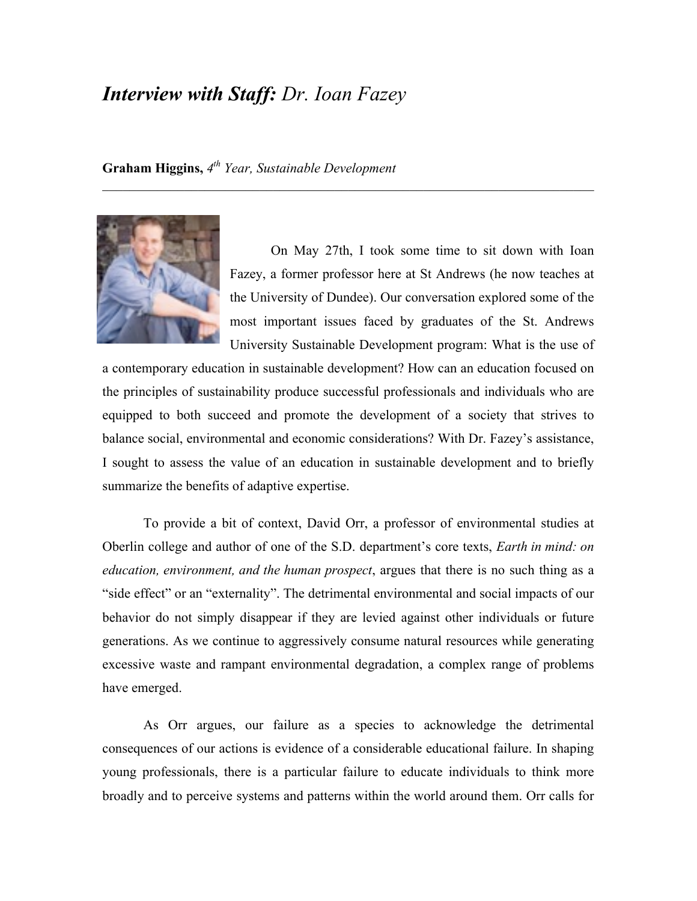# *Interview with Staff:* Dr. Ioan Fazey

**Graham Higgins,** *4th Year, Sustainable Development*

---

On May 27th, I took some time to sit down with Ioan Fazey, a former professor here at St Andrews (he now teaches at the University of Dundee). Our conversation explored some of the most important issues faced by graduates of the St. Andrews University Sustainable Development program: What is the use of a contemporary education in sustainable development? How can an education focused on the principles of sustainability produce successful professionals and individuals who are equipped to both succeed and promote the development of a society that strives to balance social, environmental and economic considerations? With Dr. Fazey's assistance, I sought to assess the value of an education in sustainable development and to briefly summarize the benefits of adaptive expertise.

To provide a bit of context, David Orr, a professor of environmental studies at Oberlin college and author of one of the S.D. department's core texts, *Earth in mind: on education, environment, and the human prospect*, argues that there is no such thing as a "side effect" or an "externality". The detrimental environmental and social impacts of our behavior do not simply disappear if they are levied against other individuals or future generations. As we continue to aggressively consume natural resources while generating excessive waste and rampant environmental degradation, a complex range of problems have emerged.

As Orr argues, our failure as a species to acknowledge the detrimental consequences of our actions is evidence of a considerable educational failure. In shaping young professionals, there is a particular failure to educate individuals to think more broadly and to perceive systems and patterns within the world around them. Orr calls for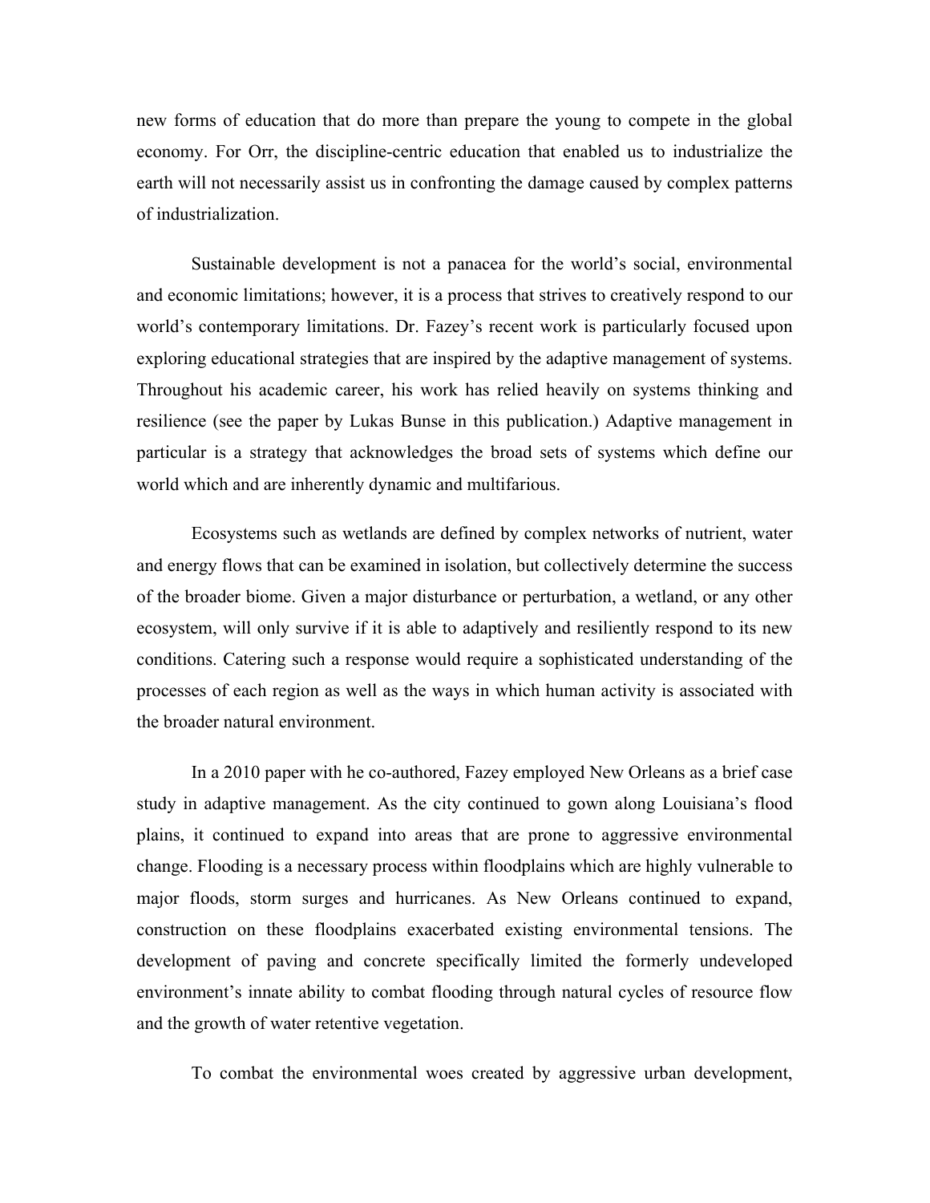new forms of education that do more than prepare the young to compete in the global economy. For Orr, the discipline-centric education that enabled us to industrialize the earth will not necessarily assist us in confronting the damage caused by complex patterns of industrialization.

Sustainable development is not a panacea for the world's social, environmental and economic limitations; however, it is a process that strives to creatively respond to our world's contemporary limitations. Dr. Fazey's recent work is particularly focused upon exploring educational strategies that are inspired by the adaptive management of systems. Throughout his academic career, his work has relied heavily on systems thinking and resilience (see the paper by Lukas Bunse in this publication.) Adaptive management in particular is a strategy that acknowledges the broad sets of systems which define our world which and are inherently dynamic and multifarious.

Ecosystems such as wetlands are defined by complex networks of nutrient, water and energy flows that can be examined in isolation, but collectively determine the success of the broader biome. Given a major disturbance or perturbation, a wetland, or any other ecosystem, will only survive if it is able to adaptively and resiliently respond to its new conditions. Catering such a response would require a sophisticated understanding of the processes of each region as well as the ways in which human activity is associated with the broader natural environment.

In a 2010 paper with he co-authored, Fazey employed New Orleans as a brief case study in adaptive management. As the city continued to gown along Louisiana's flood plains, it continued to expand into areas that are prone to aggressive environmental change. Flooding is a necessary process within floodplains which are highly vulnerable to major floods, storm surges and hurricanes. As New Orleans continued to expand, construction on these floodplains exacerbated existing environmental tensions. The development of paving and concrete specifically limited the formerly undeveloped environment's innate ability to combat flooding through natural cycles of resource flow and the growth of water retentive vegetation.

To combat the environmental woes created by aggressive urban development,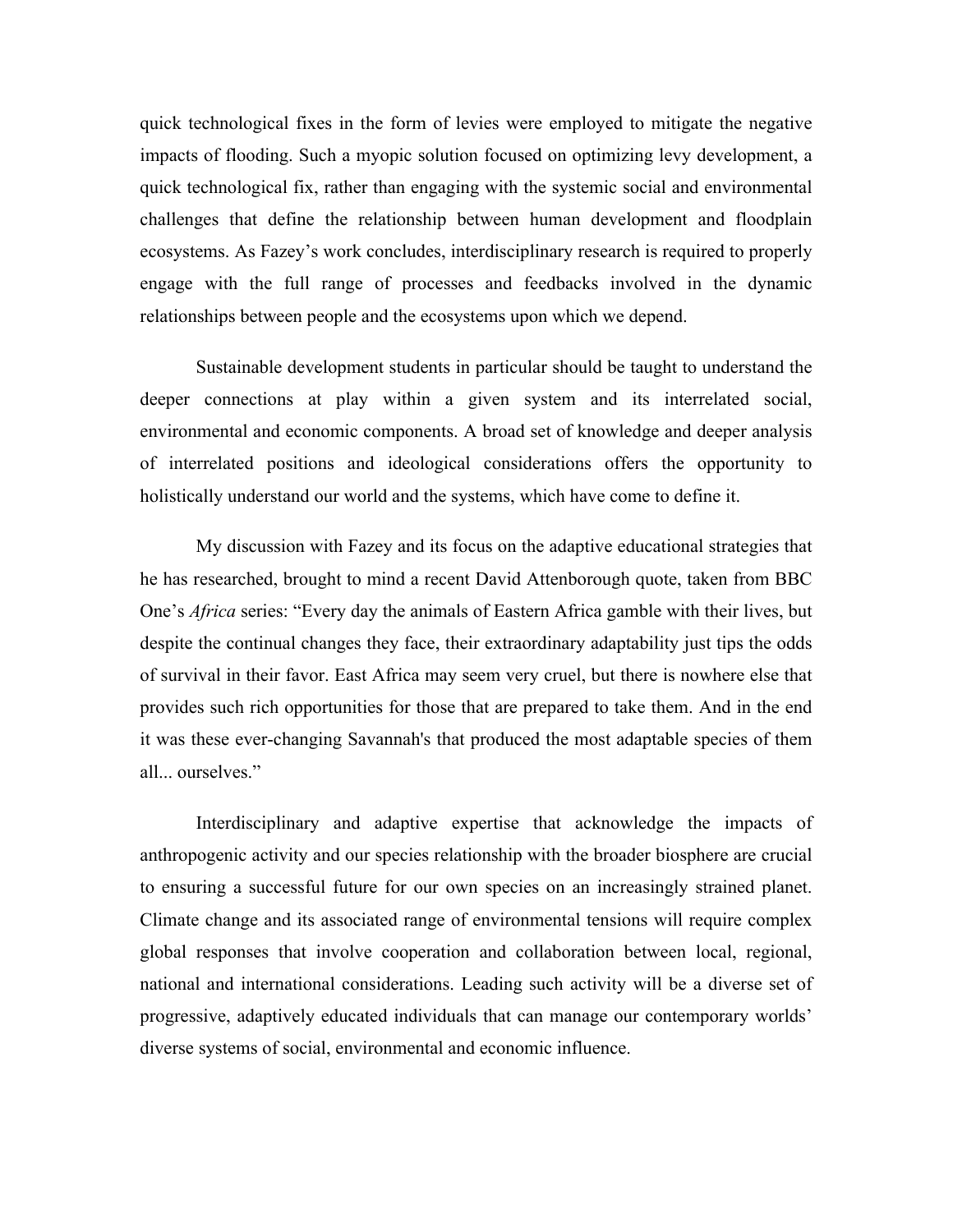quick technological fixes in the form of levies were employed to mitigate the negative impacts of flooding. Such a myopic solution focused on optimizing levy development, a quick technological fix, rather than engaging with the systemic social and environmental challenges that define the relationship between human development and floodplain ecosystems. As Fazey's work concludes, interdisciplinary research is required to properly engage with the full range of processes and feedbacks involved in the dynamic relationships between people and the ecosystems upon which we depend.

Sustainable development students in particular should be taught to understand the deeper connections at play within a given system and its interrelated social, environmental and economic components. A broad set of knowledge and deeper analysis of interrelated positions and ideological considerations offers the opportunity to holistically understand our world and the systems, which have come to define it.

My discussion with Fazey and its focus on the adaptive educational strategies that he has researched, brought to mind a recent David Attenborough quote, taken from BBC One's *Africa* series: "Every day the animals of Eastern Africa gamble with their lives, but despite the continual changes they face, their extraordinary adaptability just tips the odds of survival in their favor. East Africa may seem very cruel, but there is nowhere else that provides such rich opportunities for those that are prepared to take them. And in the end it was these ever-changing Savannah's that produced the most adaptable species of them all... ourselves."

Interdisciplinary and adaptive expertise that acknowledge the impacts of anthropogenic activity and our species relationship with the broader biosphere are crucial to ensuring a successful future for our own species on an increasingly strained planet. Climate change and its associated range of environmental tensions will require complex global responses that involve cooperation and collaboration between local, regional, national and international considerations. Leading such activity will be a diverse set of progressive, adaptively educated individuals that can manage our contemporary worlds' diverse systems of social, environmental and economic influence.